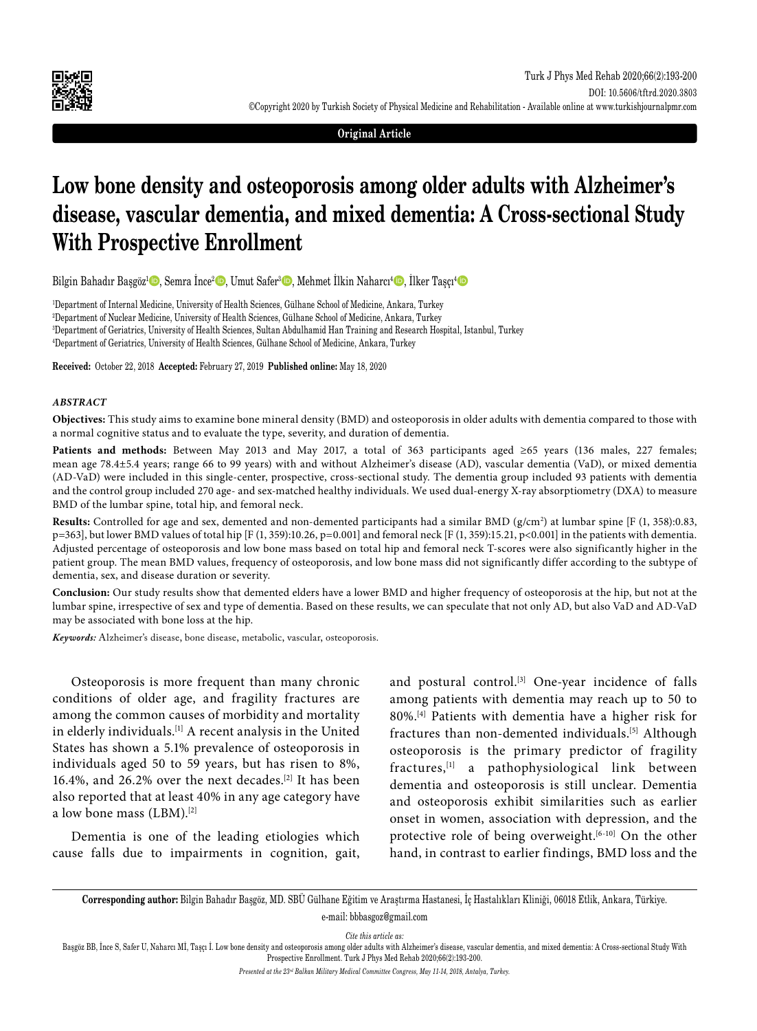Original Article

# Low bone density and osteoporosis among older adults with Alzheimer's disease, vascular dementia, and mixed dementia: A Cross-sectional Study With Prospective Enrollment

Bilgin Bahadır Başgöz[1], Semra İnce[2], Umut Safer[3], Mehmet İlkin Naharcı[4], İlker Taşçı[4]

[1]Department of Internal Medicine, University of Health Sciences, Gülhane School of Medicine, Ankara, Turkey
[2]Department of Nuclear Medicine, University of Health Sciences, Gülhane School of Medicine, Ankara, Turkey
[3]Department of Geriatrics, University of Health Sciences, Sultan Abdulhamid Han Training and Research Hospital, Istanbul, Turkey
[4]Department of Geriatrics, University of Health Sciences, Gülhane School of Medicine, Ankara, Turkey

**Received:** October 22, 2018 **Accepted:** February 27, 2019 **Published online:** May 18, 2020

### *ABSTRACT*

**Objectives:** This study aims to examine bone mineral density (BMD) and osteoporosis in older adults with dementia compared to those with a normal cognitive status and to evaluate the type, severity, and duration of dementia.

**Patients and methods:** Between May 2013 and May 2017, a total of 363 participants aged ≥65 years (136 males, 227 females; mean age 78.4±5.4 years; range 66 to 99 years) with and without Alzheimer's disease (AD), vascular dementia (VaD), or mixed dementia (AD-VaD) were included in this single-center, prospective, cross-sectional study. The dementia group included 93 patients with dementia and the control group included 270 age- and sex-matched healthy individuals. We used dual-energy X-ray absorptiometry (DXA) to measure BMD of the lumbar spine, total hip, and femoral neck.

**Results:** Controlled for age and sex, demented and non-demented participants had a similar BMD (g/cm$^2$) at lumbar spine [F (1, 358):0.83, p=363], but lower BMD values of total hip [F (1, 359):10.26, p=0.001] and femoral neck [F (1, 359):15.21, p<0.001] in the patients with dementia. Adjusted percentage of osteoporosis and low bone mass based on total hip and femoral neck T-scores were also significantly higher in the patient group. The mean BMD values, frequency of osteoporosis, and low bone mass did not significantly differ according to the subtype of dementia, sex, and disease duration or severity.

**Conclusion:** Our study results show that demented elders have a lower BMD and higher frequency of osteoporosis at the hip, but not at the lumbar spine, irrespective of sex and type of dementia. Based on these results, we can speculate that not only AD, but also VaD and AD-VaD may be associated with bone loss at the hip.

***Keywords:*** Alzheimer's disease, bone disease, metabolic, vascular, osteoporosis.

Osteoporosis is more frequent than many chronic conditions of older age, and fragility fractures are among the common causes of morbidity and mortality in elderly individuals.[1] A recent analysis in the United States has shown a 5.1% prevalence of osteoporosis in individuals aged 50 to 59 years, but has risen to 8%, 16.4%, and 26.2% over the next decades.[2] It has been also reported that at least 40% in any age category have a low bone mass (LBM).[2]

Dementia is one of the leading etiologies which cause falls due to impairments in cognition, gait, and postural control.[3] One-year incidence of falls among patients with dementia may reach up to 50 to 80%.[4] Patients with dementia have a higher risk for fractures than non-demented individuals.[5] Although osteoporosis is the primary predictor of fragility fractures,[1] a pathophysiological link between dementia and osteoporosis is still unclear. Dementia and osteoporosis exhibit similarities such as earlier onset in women, association with depression, and the protective role of being overweight.[6-10] On the other hand, in contrast to earlier findings, BMD loss and the

**Corresponding author:** Bilgin Bahadır Başgöz, MD. SBÜ Gülhane Eğitim ve Araştırma Hastanesi, İç Hastalıkları Kliniği, 06018 Etlik, Ankara, Türkiye.
e-mail: bbbasgoz@gmail.com

*Cite this article as:*
Başgöz BB, İnce S, Safer U, Naharcı Mİ, Taşçı İ. Low bone density and osteoporosis among older adults with Alzheimer's disease, vascular dementia, and mixed dementia: A Cross-sectional Study With Prospective Enrollment. Turk J Phys Med Rehab 2020;66(2):193-200.

*Presented at the 23rd Balkan Military Medical Committee Congress, May 11-14, 2018, Antalya, Turkey.*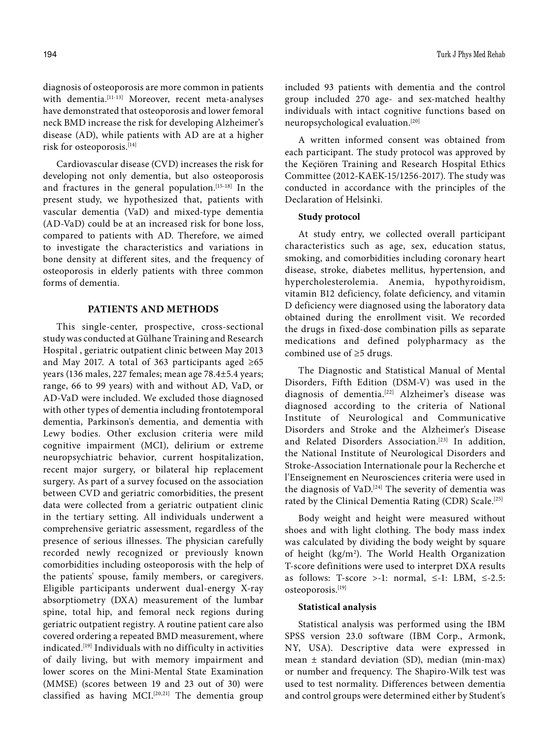diagnosis of osteoporosis are more common in patients with dementia.[11-13] Moreover, recent meta-analyses have demonstrated that osteoporosis and lower femoral neck BMD increase the risk for developing Alzheimer's disease (AD), while patients with AD are at a higher risk for osteoporosis.[14]

Cardiovascular disease (CVD) increases the risk for developing not only dementia, but also osteoporosis and fractures in the general population.[15-18] In the present study, we hypothesized that, patients with vascular dementia (VaD) and mixed-type dementia (AD-VaD) could be at an increased risk for bone loss, compared to patients with AD. Therefore, we aimed to investigate the characteristics and variations in bone density at different sites, and the frequency of osteoporosis in elderly patients with three common forms of dementia.

## PATIENTS AND METHODS

This single-center, prospective, cross-sectional study was conducted at Gülhane Training and Research Hospital , geriatric outpatient clinic between May 2013 and May 2017. A total of 363 participants aged ≥65 years (136 males, 227 females; mean age 78.4±5.4 years; range, 66 to 99 years) with and without AD, VaD, or AD-VaD were included. We excluded those diagnosed with other types of dementia including frontotemporal dementia, Parkinson's dementia, and dementia with Lewy bodies. Other exclusion criteria were mild cognitive impairment (MCI), delirium or extreme neuropsychiatric behavior, current hospitalization, recent major surgery, or bilateral hip replacement surgery. As part of a survey focused on the association between CVD and geriatric comorbidities, the present data were collected from a geriatric outpatient clinic in the tertiary setting. All individuals underwent a comprehensive geriatric assessment, regardless of the presence of serious illnesses. The physician carefully recorded newly recognized or previously known comorbidities including osteoporosis with the help of the patients' spouse, family members, or caregivers. Eligible participants underwent dual-energy X-ray absorptiometry (DXA) measurement of the lumbar spine, total hip, and femoral neck regions during geriatric outpatient registry. A routine patient care also covered ordering a repeated BMD measurement, where indicated.[19] Individuals with no difficulty in activities of daily living, but with memory impairment and lower scores on the Mini-Mental State Examination (MMSE) (scores between 19 and 23 out of 30) were classified as having MCI.[20,21] The dementia group included 93 patients with dementia and the control group included 270 age- and sex-matched healthy individuals with intact cognitive functions based on neuropsychological evaluation.[20]

A written informed consent was obtained from each participant. The study protocol was approved by the Keçiören Training and Research Hospital Ethics Committee (2012-KAEK-15/1256-2017). The study was conducted in accordance with the principles of the Declaration of Helsinki.

### Study protocol

At study entry, we collected overall participant characteristics such as age, sex, education status, smoking, and comorbidities including coronary heart disease, stroke, diabetes mellitus, hypertension, and hypercholesterolemia. Anemia, hypothyroidism, vitamin B12 deficiency, folate deficiency, and vitamin D deficiency were diagnosed using the laboratory data obtained during the enrollment visit. We recorded the drugs in fixed-dose combination pills as separate medications and defined polypharmacy as the combined use of ≥5 drugs.

The Diagnostic and Statistical Manual of Mental Disorders, Fifth Edition (DSM-V) was used in the diagnosis of dementia.[22] Alzheimer's disease was diagnosed according to the criteria of National Institute of Neurological and Communicative Disorders and Stroke and the Alzheimer's Disease and Related Disorders Association.[23] In addition, the National Institute of Neurological Disorders and Stroke-Association Internationale pour la Recherche et l'Enseignement en Neurosciences criteria were used in the diagnosis of VaD.[24] The severity of dementia was rated by the Clinical Dementia Rating (CDR) Scale.[25]

Body weight and height were measured without shoes and with light clothing. The body mass index was calculated by dividing the body weight by square of height ($kg/m^2$). The World Health Organization T-score definitions were used to interpret DXA results as follows: T-score >-1: normal, ≤-1: LBM, ≤-2.5: osteoporosis.[19]

### Statistical analysis

Statistical analysis was performed using the IBM SPSS version 23.0 software (IBM Corp., Armonk, NY, USA). Descriptive data were expressed in mean ± standard deviation (SD), median (min-max) or number and frequency. The Shapiro-Wilk test was used to test normality. Differences between dementia and control groups were determined either by Student's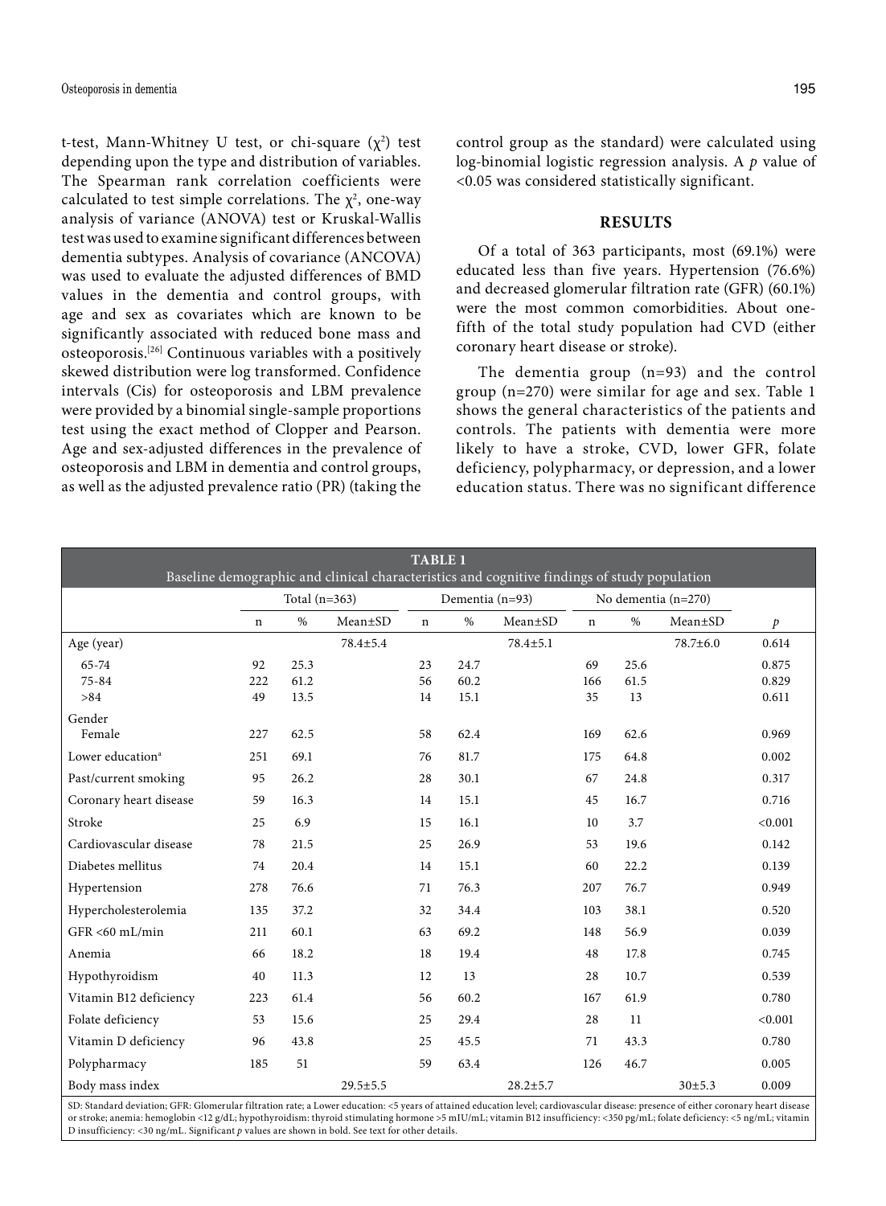t-test, Mann-Whitney U test, or chi-square ($\chi^2$) test depending upon the type and distribution of variables. The Spearman rank correlation coefficients were calculated to test simple correlations. The $\chi^2$, one-way analysis of variance (ANOVA) test or Kruskal-Wallis test was used to examine significant differences between dementia subtypes. Analysis of covariance (ANCOVA) was used to evaluate the adjusted differences of BMD values in the dementia and control groups, with age and sex as covariates which are known to be significantly associated with reduced bone mass and osteoporosis.[26] Continuous variables with a positively skewed distribution were log transformed. Confidence intervals (Cis) for osteoporosis and LBM prevalence were provided by a binomial single-sample proportions test using the exact method of Clopper and Pearson. Age and sex-adjusted differences in the prevalence of osteoporosis and LBM in dementia and control groups, as well as the adjusted prevalence ratio (PR) (taking the control group as the standard) were calculated using log-binomial logistic regression analysis. A *p* value of <0.05 was considered statistically significant.

## RESULTS

Of a total of 363 participants, most (69.1%) were educated less than five years. Hypertension (76.6%) and decreased glomerular filtration rate (GFR) (60.1%) were the most common comorbidities. About one-fifth of the total study population had CVD (either coronary heart disease or stroke).

The dementia group (n=93) and the control group (n=270) were similar for age and sex. Table 1 shows the general characteristics of the patients and controls. The patients with dementia were more likely to have a stroke, CVD, lower GFR, folate deficiency, polypharmacy, or depression, and a lower education status. There was no significant difference

**TABLE 1**
Baseline demographic and clinical characteristics and cognitive findings of study population

| | Total (n=363) | | | Dementia (n=93) | | | No dementia (n=270) | | | |
|---|---|---|---|---|---|---|---|---|---|---|
| | n | % | Mean±SD | n | % | Mean±SD | n | % | Mean±SD | *p* |
| Age (year) | | | 78.4±5.4 | | | 78.4±5.1 | | | 78.7±6.0 | 0.614 |
| 65-74 | 92 | 25.3 | | 23 | 24.7 | | 69 | 25.6 | | 0.875 |
| 75-84 | 222 | 61.2 | | 56 | 60.2 | | 166 | 61.5 | | 0.829 |
| >84 | 49 | 13.5 | | 14 | 15.1 | | 35 | 13 | | 0.611 |
| Gender | | | | | | | | | | |
| Female | 227 | 62.5 | | 58 | 62.4 | | 169 | 62.6 | | 0.969 |
| Lower education[a] | 251 | 69.1 | | 76 | 81.7 | | 175 | 64.8 | | 0.002 |
| Past/current smoking | 95 | 26.2 | | 28 | 30.1 | | 67 | 24.8 | | 0.317 |
| Coronary heart disease | 59 | 16.3 | | 14 | 15.1 | | 45 | 16.7 | | 0.716 |
| Stroke | 25 | 6.9 | | 15 | 16.1 | | 10 | 3.7 | | <0.001 |
| Cardiovascular disease | 78 | 21.5 | | 25 | 26.9 | | 53 | 19.6 | | 0.142 |
| Diabetes mellitus | 74 | 20.4 | | 14 | 15.1 | | 60 | 22.2 | | 0.139 |
| Hypertension | 278 | 76.6 | | 71 | 76.3 | | 207 | 76.7 | | 0.949 |
| Hypercholesterolemia | 135 | 37.2 | | 32 | 34.4 | | 103 | 38.1 | | 0.520 |
| GFR <60 mL/min | 211 | 60.1 | | 63 | 69.2 | | 148 | 56.9 | | 0.039 |
| Anemia | 66 | 18.2 | | 18 | 19.4 | | 48 | 17.8 | | 0.745 |
| Hypothyroidism | 40 | 11.3 | | 12 | 13 | | 28 | 10.7 | | 0.539 |
| Vitamin B12 deficiency | 223 | 61.4 | | 56 | 60.2 | | 167 | 61.9 | | 0.780 |
| Folate deficiency | 53 | 15.6 | | 25 | 29.4 | | 28 | 11 | | <0.001 |
| Vitamin D deficiency | 96 | 43.8 | | 25 | 45.5 | | 71 | 43.3 | | 0.780 |
| Polypharmacy | 185 | 51 | | 59 | 63.4 | | 126 | 46.7 | | 0.005 |
| Body mass index | | | 29.5±5.5 | | | 28.2±5.7 | | | 30±5.3 | 0.009 |

SD: Standard deviation; GFR: Glomerular filtration rate; a Lower education: <5 years of attained education level; cardiovascular disease: presence of either coronary heart disease or stroke; anemia: hemoglobin <12 g/dL; hypothyroidism: thyroid stimulating hormone >5 mIU/mL; vitamin B12 insufficiency: <350 pg/mL; folate deficiency: <5 ng/mL; vitamin D insufficiency: <30 ng/mL. Significant *p* values are shown in bold. See text for other details.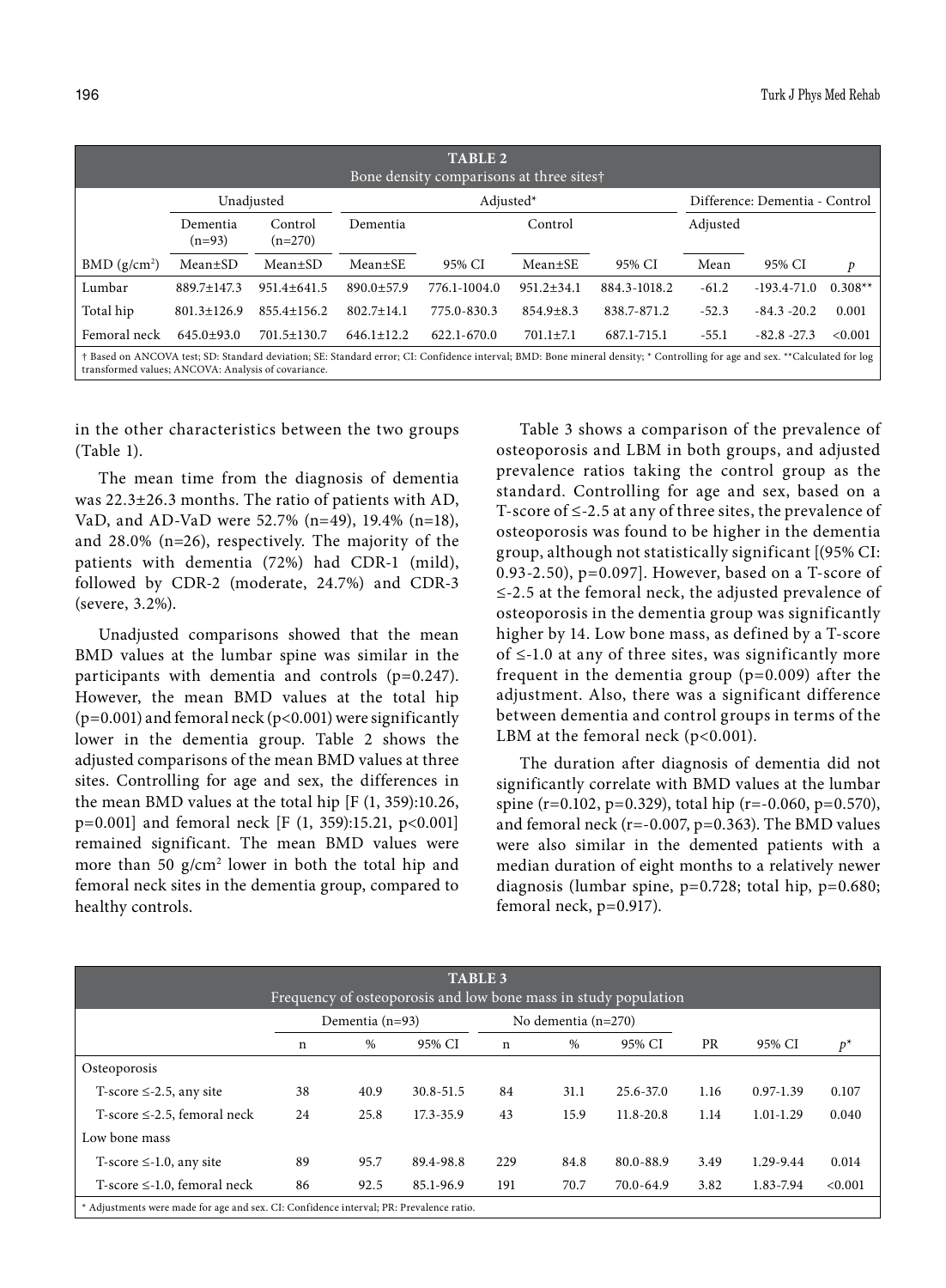**TABLE 2**
Bone density comparisons at three sites†

| | Unadjusted | | Adjusted* | | | | Difference: Dementia - Control | | |
|---|---|---|---|---|---|---|---|---|---|
| | Dementia (n=93) | Control (n=270) | Dementia | | Control | | Adjusted | | |
| BMD (g/cm$^2$) | Mean±SD | Mean±SD | Mean±SE | 95% CI | Mean±SE | 95% CI | Mean | 95% CI | *p* |
| Lumbar | 889.7±147.3 | 951.4±641.5 | 890.0±57.9 | 776.1-1004.0 | 951.2±34.1 | 884.3-1018.2 | -61.2 | -193.4-71.0 | 0.308** |
| Total hip | 801.3±126.9 | 855.4±156.2 | 802.7±14.1 | 775.0-830.3 | 854.9±8.3 | 838.7-871.2 | -52.3 | -84.3 -20.2 | 0.001 |
| Femoral neck | 645.0±93.0 | 701.5±130.7 | 646.1±12.2 | 622.1-670.0 | 701.1±7.1 | 687.1-715.1 | -55.1 | -82.8 -27.3 | <0.001 |

† Based on ANCOVA test; SD: Standard deviation; SE: Standard error; CI: Confidence interval; BMD: Bone mineral density; * Controlling for age and sex. **Calculated for log transformed values; ANCOVA: Analysis of covariance.

in the other characteristics between the two groups (Table 1).

The mean time from the diagnosis of dementia was 22.3±26.3 months. The ratio of patients with AD, VaD, and AD-VaD were 52.7% (n=49), 19.4% (n=18), and 28.0% (n=26), respectively. The majority of the patients with dementia (72%) had CDR-1 (mild), followed by CDR-2 (moderate, 24.7%) and CDR-3 (severe, 3.2%).

Unadjusted comparisons showed that the mean BMD values at the lumbar spine was similar in the participants with dementia and controls (p=0.247). However, the mean BMD values at the total hip (p=0.001) and femoral neck (p<0.001) were significantly lower in the dementia group. Table 2 shows the adjusted comparisons of the mean BMD values at three sites. Controlling for age and sex, the differences in the mean BMD values at the total hip [F (1, 359):10.26, p=0.001] and femoral neck [F (1, 359):15.21, p<0.001] remained significant. The mean BMD values were more than 50 g/cm$^2$ lower in both the total hip and femoral neck sites in the dementia group, compared to healthy controls.

Table 3 shows a comparison of the prevalence of osteoporosis and LBM in both groups, and adjusted prevalence ratios taking the control group as the standard. Controlling for age and sex, based on a T-score of ≤-2.5 at any of three sites, the prevalence of osteoporosis was found to be higher in the dementia group, although not statistically significant [(95% CI: 0.93-2.50), p=0.097]. However, based on a T-score of ≤-2.5 at the femoral neck, the adjusted prevalence of osteoporosis in the dementia group was significantly higher by 14. Low bone mass, as defined by a T-score of ≤-1.0 at any of three sites, was significantly more frequent in the dementia group (p=0.009) after the adjustment. Also, there was a significant difference between dementia and control groups in terms of the LBM at the femoral neck (p<0.001).

The duration after diagnosis of dementia did not significantly correlate with BMD values at the lumbar spine (r=0.102, p=0.329), total hip (r=-0.060, p=0.570), and femoral neck (r=-0.007, p=0.363). The BMD values were also similar in the demented patients with a median duration of eight months to a relatively newer diagnosis (lumbar spine, p=0.728; total hip, p=0.680; femoral neck, p=0.917).

**TABLE 3**
Frequency of osteoporosis and low bone mass in study population

| | Dementia (n=93) | | | No dementia (n=270) | | | | | |
|---|---|---|---|---|---|---|---|---|---|
| | n | % | 95% CI | n | % | 95% CI | PR | 95% CI | *p** |
| Osteoporosis | | | | | | | | | |
| T-score ≤-2.5, any site | 38 | 40.9 | 30.8-51.5 | 84 | 31.1 | 25.6-37.0 | 1.16 | 0.97-1.39 | 0.107 |
| T-score ≤-2.5, femoral neck | 24 | 25.8 | 17.3-35.9 | 43 | 15.9 | 11.8-20.8 | 1.14 | 1.01-1.29 | 0.040 |
| Low bone mass | | | | | | | | | |
| T-score ≤-1.0, any site | 89 | 95.7 | 89.4-98.8 | 229 | 84.8 | 80.0-88.9 | 3.49 | 1.29-9.44 | 0.014 |
| T-score ≤-1.0, femoral neck | 86 | 92.5 | 85.1-96.9 | 191 | 70.7 | 70.0-64.9 | 3.82 | 1.83-7.94 | <0.001 |

* Adjustments were made for age and sex. CI: Confidence interval; PR: Prevalence ratio.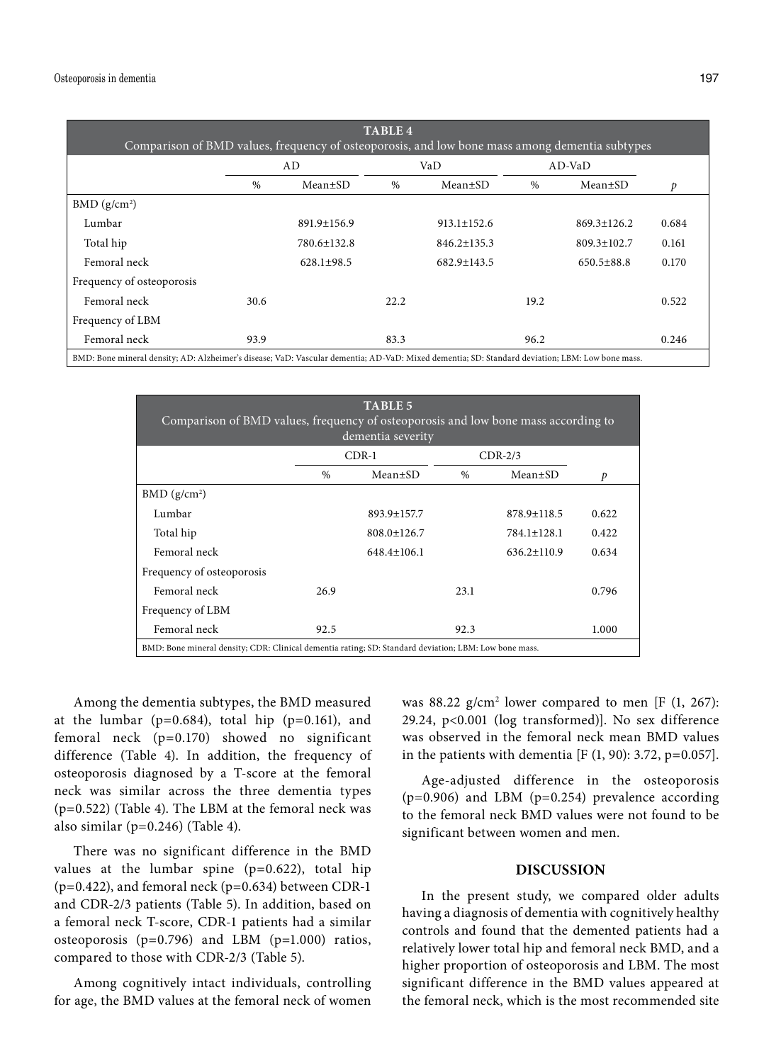**TABLE 4**
Comparison of BMD values, frequency of osteoporosis, and low bone mass among dementia subtypes

| | AD | | VaD | | AD-VaD | | |
|---|---|---|---|---|---|---|---|
| | % | Mean±SD | % | Mean±SD | % | Mean±SD | *p* |
| BMD (g/cm²) | | | | | | | |
| Lumbar | | 891.9±156.9 | | 913.1±152.6 | | 869.3±126.2 | 0.684 |
| Total hip | | 780.6±132.8 | | 846.2±135.3 | | 809.3±102.7 | 0.161 |
| Femoral neck | | 628.1±98.5 | | 682.9±143.5 | | 650.5±88.8 | 0.170 |
| Frequency of osteoporosis | | | | | | | |
| Femoral neck | 30.6 | | 22.2 | | 19.2 | | 0.522 |
| Frequency of LBM | | | | | | | |
| Femoral neck | 93.9 | | 83.3 | | 96.2 | | 0.246 |

BMD: Bone mineral density; AD: Alzheimer's disease; VaD: Vascular dementia; AD-VaD: Mixed dementia; SD: Standard deviation; LBM: Low bone mass.

**TABLE 5**
Comparison of BMD values, frequency of osteoporosis and low bone mass according to dementia severity

| | CDR-1 | | CDR-2/3 | | |
|---|---|---|---|---|---|
| | % | Mean±SD | % | Mean±SD | *p* |
| BMD (g/cm²) | | | | | |
| Lumbar | | 893.9±157.7 | | 878.9±118.5 | 0.622 |
| Total hip | | 808.0±126.7 | | 784.1±128.1 | 0.422 |
| Femoral neck | | 648.4±106.1 | | 636.2±110.9 | 0.634 |
| Frequency of osteoporosis | | | | | |
| Femoral neck | 26.9 | | 23.1 | | 0.796 |
| Frequency of LBM | | | | | |
| Femoral neck | 92.5 | | 92.3 | | 1.000 |

BMD: Bone mineral density; CDR: Clinical dementia rating; SD: Standard deviation; LBM: Low bone mass.

Among the dementia subtypes, the BMD measured at the lumbar (p=0.684), total hip (p=0.161), and femoral neck (p=0.170) showed no significant difference (Table 4). In addition, the frequency of osteoporosis diagnosed by a T-score at the femoral neck was similar across the three dementia types (p=0.522) (Table 4). The LBM at the femoral neck was also similar (p=0.246) (Table 4).

There was no significant difference in the BMD values at the lumbar spine (p=0.622), total hip (p=0.422), and femoral neck (p=0.634) between CDR-1 and CDR-2/3 patients (Table 5). In addition, based on a femoral neck T-score, CDR-1 patients had a similar osteoporosis (p=0.796) and LBM (p=1.000) ratios, compared to those with CDR-2/3 (Table 5).

Among cognitively intact individuals, controlling for age, the BMD values at the femoral neck of women was 88.22 g/cm² lower compared to men [F (1, 267): 29.24, p<0.001 (log transformed)]. No sex difference was observed in the femoral neck mean BMD values in the patients with dementia [F (1, 90): 3.72, p=0.057].

Age-adjusted difference in the osteoporosis (p=0.906) and LBM (p=0.254) prevalence according to the femoral neck BMD values were not found to be significant between women and men.

## DISCUSSION

In the present study, we compared older adults having a diagnosis of dementia with cognitively healthy controls and found that the demented patients had a relatively lower total hip and femoral neck BMD, and a higher proportion of osteoporosis and LBM. The most significant difference in the BMD values appeared at the femoral neck, which is the most recommended site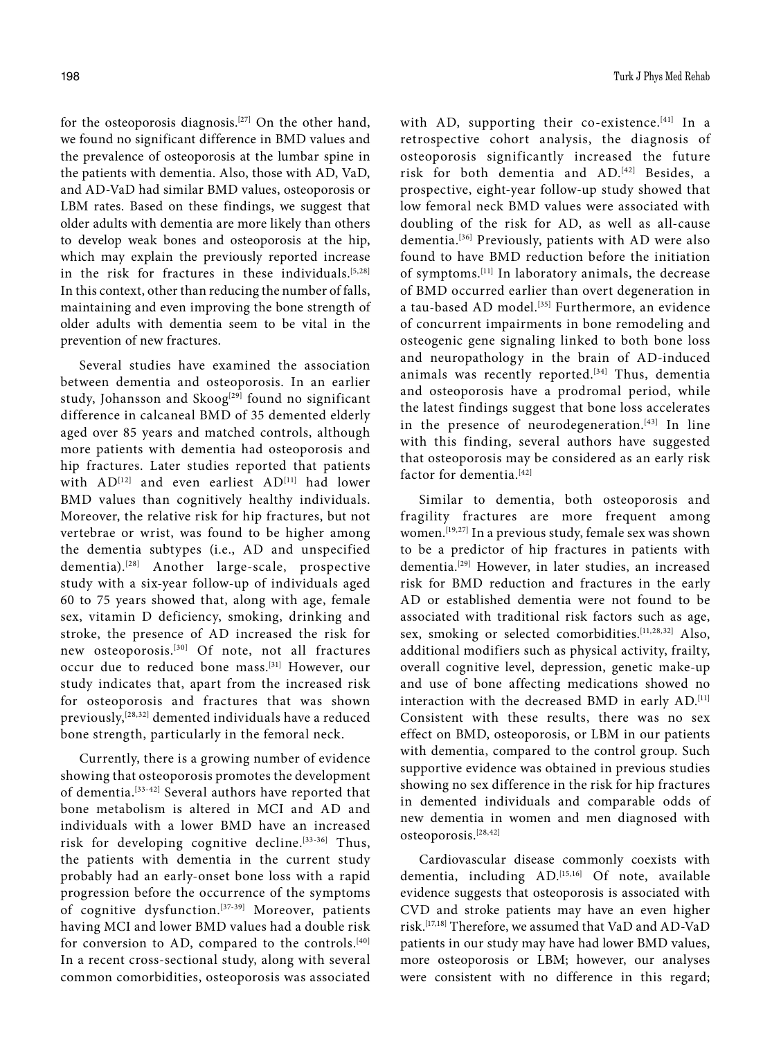for the osteoporosis diagnosis.[27] On the other hand, we found no significant difference in BMD values and the prevalence of osteoporosis at the lumbar spine in the patients with dementia. Also, those with AD, VaD, and AD-VaD had similar BMD values, osteoporosis or LBM rates. Based on these findings, we suggest that older adults with dementia are more likely than others to develop weak bones and osteoporosis at the hip, which may explain the previously reported increase in the risk for fractures in these individuals.[5,28] In this context, other than reducing the number of falls, maintaining and even improving the bone strength of older adults with dementia seem to be vital in the prevention of new fractures.

Several studies have examined the association between dementia and osteoporosis. In an earlier study, Johansson and Skoog[29] found no significant difference in calcaneal BMD of 35 demented elderly aged over 85 years and matched controls, although more patients with dementia had osteoporosis and hip fractures. Later studies reported that patients with AD[12] and even earliest AD[11] had lower BMD values than cognitively healthy individuals. Moreover, the relative risk for hip fractures, but not vertebrae or wrist, was found to be higher among the dementia subtypes (i.e., AD and unspecified dementia).[28] Another large-scale, prospective study with a six-year follow-up of individuals aged 60 to 75 years showed that, along with age, female sex, vitamin D deficiency, smoking, drinking and stroke, the presence of AD increased the risk for new osteoporosis.[30] Of note, not all fractures occur due to reduced bone mass.[31] However, our study indicates that, apart from the increased risk for osteoporosis and fractures that was shown previously,[28,32] demented individuals have a reduced bone strength, particularly in the femoral neck.

Currently, there is a growing number of evidence showing that osteoporosis promotes the development of dementia.[33-42] Several authors have reported that bone metabolism is altered in MCI and AD and individuals with a lower BMD have an increased risk for developing cognitive decline.[33-36] Thus, the patients with dementia in the current study probably had an early-onset bone loss with a rapid progression before the occurrence of the symptoms of cognitive dysfunction.[37-39] Moreover, patients having MCI and lower BMD values had a double risk for conversion to AD, compared to the controls.[40] In a recent cross-sectional study, along with several common comorbidities, osteoporosis was associated with AD, supporting their co-existence.[41] In a retrospective cohort analysis, the diagnosis of osteoporosis significantly increased the future risk for both dementia and AD.[42] Besides, a prospective, eight-year follow-up study showed that low femoral neck BMD values were associated with doubling of the risk for AD, as well as all-cause dementia.[36] Previously, patients with AD were also found to have BMD reduction before the initiation of symptoms.[11] In laboratory animals, the decrease of BMD occurred earlier than overt degeneration in a tau-based AD model.[35] Furthermore, an evidence of concurrent impairments in bone remodeling and osteogenic gene signaling linked to both bone loss and neuropathology in the brain of AD-induced animals was recently reported.[34] Thus, dementia and osteoporosis have a prodromal period, while the latest findings suggest that bone loss accelerates in the presence of neurodegeneration.[43] In line with this finding, several authors have suggested that osteoporosis may be considered as an early risk factor for dementia.[42]

Similar to dementia, both osteoporosis and fragility fractures are more frequent among women.[19,27] In a previous study, female sex was shown to be a predictor of hip fractures in patients with dementia.[29] However, in later studies, an increased risk for BMD reduction and fractures in the early AD or established dementia were not found to be associated with traditional risk factors such as age, sex, smoking or selected comorbidities.[11,28,32] Also, additional modifiers such as physical activity, frailty, overall cognitive level, depression, genetic make-up and use of bone affecting medications showed no interaction with the decreased BMD in early AD.[11] Consistent with these results, there was no sex effect on BMD, osteoporosis, or LBM in our patients with dementia, compared to the control group. Such supportive evidence was obtained in previous studies showing no sex difference in the risk for hip fractures in demented individuals and comparable odds of new dementia in women and men diagnosed with osteoporosis.[28,42]

Cardiovascular disease commonly coexists with dementia, including AD.[15,16] Of note, available evidence suggests that osteoporosis is associated with CVD and stroke patients may have an even higher risk.[17,18] Therefore, we assumed that VaD and AD-VaD patients in our study may have had lower BMD values, more osteoporosis or LBM; however, our analyses were consistent with no difference in this regard;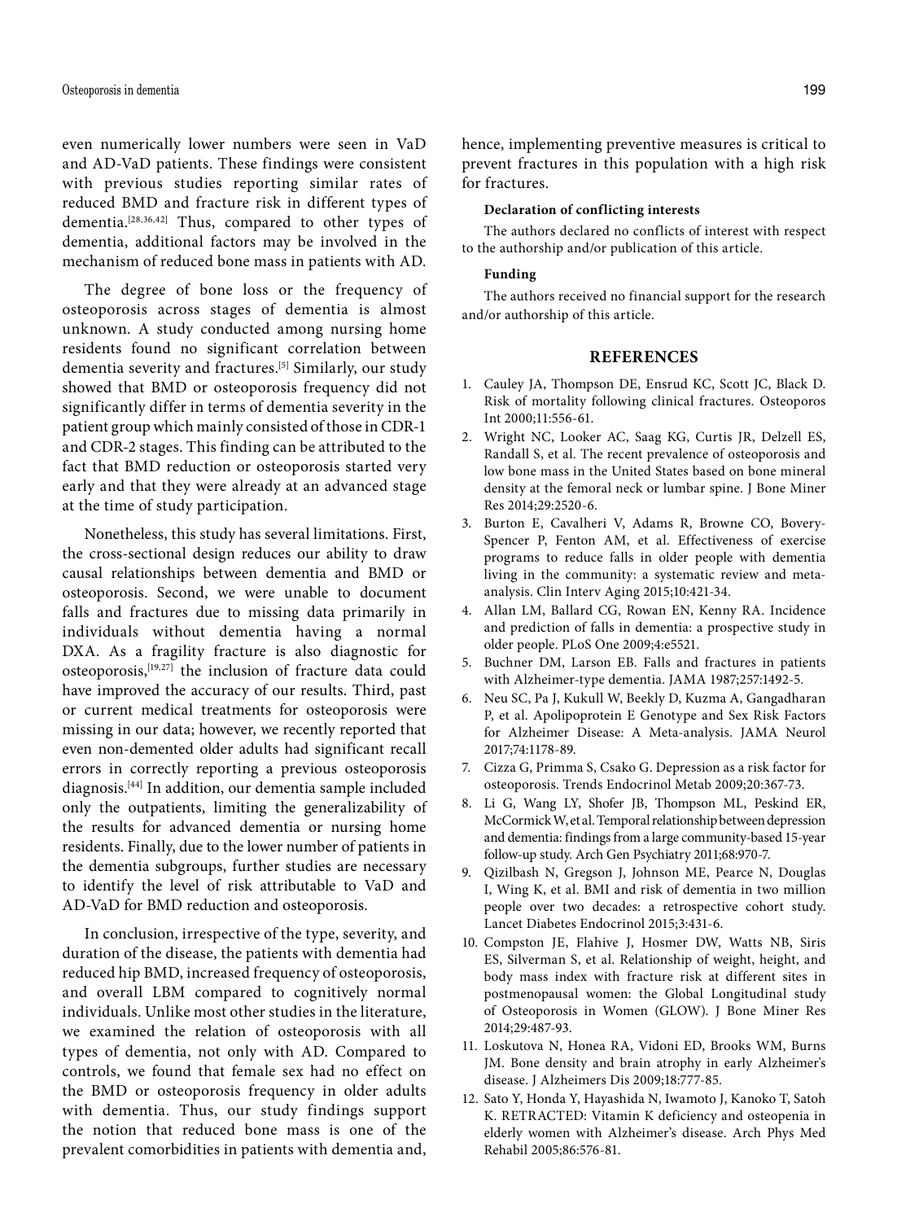even numerically lower numbers were seen in VaD and AD-VaD patients. These findings were consistent with previous studies reporting similar rates of reduced BMD and fracture risk in different types of dementia.[28,36,42] Thus, compared to other types of dementia, additional factors may be involved in the mechanism of reduced bone mass in patients with AD.

The degree of bone loss or the frequency of osteoporosis across stages of dementia is almost unknown. A study conducted among nursing home residents found no significant correlation between dementia severity and fractures.[5] Similarly, our study showed that BMD or osteoporosis frequency did not significantly differ in terms of dementia severity in the patient group which mainly consisted of those in CDR-1 and CDR-2 stages. This finding can be attributed to the fact that BMD reduction or osteoporosis started very early and that they were already at an advanced stage at the time of study participation.

Nonetheless, this study has several limitations. First, the cross-sectional design reduces our ability to draw causal relationships between dementia and BMD or osteoporosis. Second, we were unable to document falls and fractures due to missing data primarily in individuals without dementia having a normal DXA. As a fragility fracture is also diagnostic for osteoporosis,[19,27] the inclusion of fracture data could have improved the accuracy of our results. Third, past or current medical treatments for osteoporosis were missing in our data; however, we recently reported that even non-demented older adults had significant recall errors in correctly reporting a previous osteoporosis diagnosis.[44] In addition, our dementia sample included only the outpatients, limiting the generalizability of the results for advanced dementia or nursing home residents. Finally, due to the lower number of patients in the dementia subgroups, further studies are necessary to identify the level of risk attributable to VaD and AD-VaD for BMD reduction and osteoporosis.

In conclusion, irrespective of the type, severity, and duration of the disease, the patients with dementia had reduced hip BMD, increased frequency of osteoporosis, and overall LBM compared to cognitively normal individuals. Unlike most other studies in the literature, we examined the relation of osteoporosis with all types of dementia, not only with AD. Compared to controls, we found that female sex had no effect on the BMD or osteoporosis frequency in older adults with dementia. Thus, our study findings support the notion that reduced bone mass is one of the prevalent comorbidities in patients with dementia and, hence, implementing preventive measures is critical to prevent fractures in this population with a high risk for fractures.

**Declaration of conflicting interests**

The authors declared no conflicts of interest with respect to the authorship and/or publication of this article.

**Funding**

The authors received no financial support for the research and/or authorship of this article.

## REFERENCES

1. Cauley JA, Thompson DE, Ensrud KC, Scott JC, Black D. Risk of mortality following clinical fractures. Osteoporos Int 2000;11:556-61.
2. Wright NC, Looker AC, Saag KG, Curtis JR, Delzell ES, Randall S, et al. The recent prevalence of osteoporosis and low bone mass in the United States based on bone mineral density at the femoral neck or lumbar spine. J Bone Miner Res 2014;29:2520-6.
3. Burton E, Cavalheri V, Adams R, Browne CO, Bovery-Spencer P, Fenton AM, et al. Effectiveness of exercise programs to reduce falls in older people with dementia living in the community: a systematic review and meta-analysis. Clin Interv Aging 2015;10:421-34.
4. Allan LM, Ballard CG, Rowan EN, Kenny RA. Incidence and prediction of falls in dementia: a prospective study in older people. PLoS One 2009;4:e5521.
5. Buchner DM, Larson EB. Falls and fractures in patients with Alzheimer-type dementia. JAMA 1987;257:1492-5.
6. Neu SC, Pa J, Kukull W, Beekly D, Kuzma A, Gangadharan P, et al. Apolipoprotein E Genotype and Sex Risk Factors for Alzheimer Disease: A Meta-analysis. JAMA Neurol 2017;74:1178-89.
7. Cizza G, Primma S, Csako G. Depression as a risk factor for osteoporosis. Trends Endocrinol Metab 2009;20:367-73.
8. Li G, Wang LY, Shofer JB, Thompson ML, Peskind ER, McCormick W, et al. Temporal relationship between depression and dementia: findings from a large community-based 15-year follow-up study. Arch Gen Psychiatry 2011;68:970-7.
9. Qizilbash N, Gregson J, Johnson ME, Pearce N, Douglas I, Wing K, et al. BMI and risk of dementia in two million people over two decades: a retrospective cohort study. Lancet Diabetes Endocrinol 2015;3:431-6.
10. Compston JE, Flahive J, Hosmer DW, Watts NB, Siris ES, Silverman S, et al. Relationship of weight, height, and body mass index with fracture risk at different sites in postmenopausal women: the Global Longitudinal study of Osteoporosis in Women (GLOW). J Bone Miner Res 2014;29:487-93.
11. Loskutova N, Honea RA, Vidoni ED, Brooks WM, Burns JM. Bone density and brain atrophy in early Alzheimer's disease. J Alzheimers Dis 2009;18:777-85.
12. Sato Y, Honda Y, Hayashida N, Iwamoto J, Kanoko T, Satoh K. RETRACTED: Vitamin K deficiency and osteopenia in elderly women with Alzheimer's disease. Arch Phys Med Rehabil 2005;86:576-81.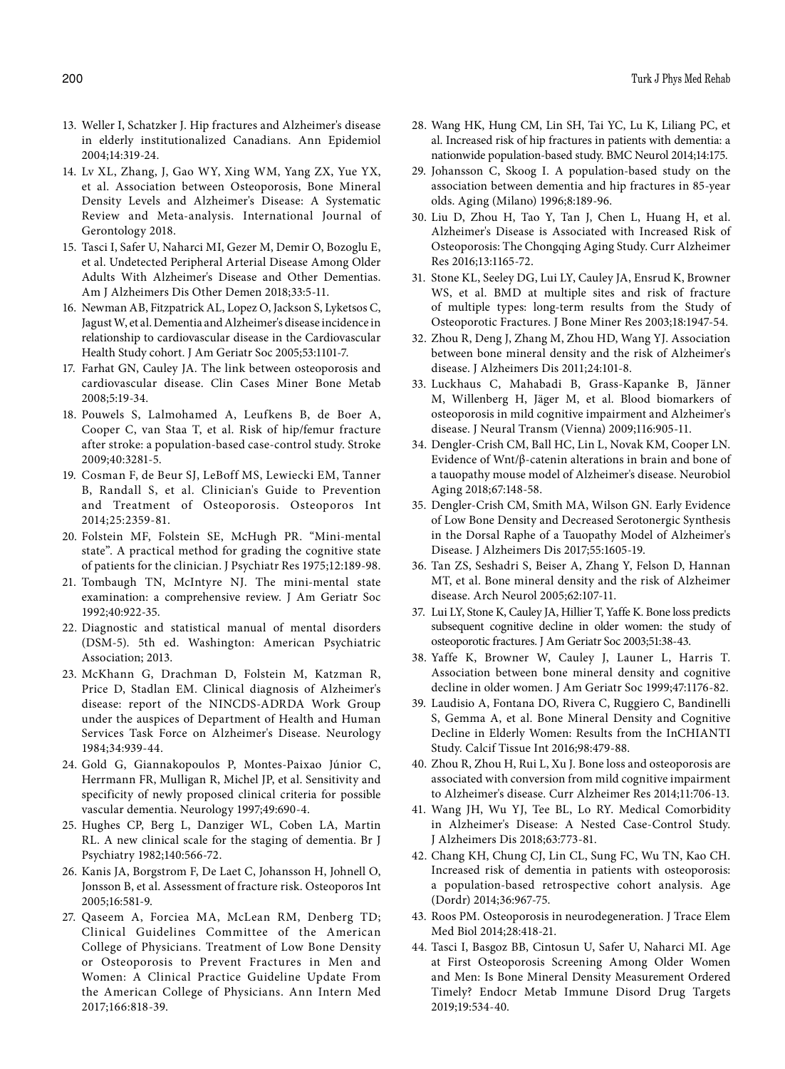13. Weller I, Schatzker J. Hip fractures and Alzheimer's disease in elderly institutionalized Canadians. Ann Epidemiol 2004;14:319-24.
14. Lv XL, Zhang, J, Gao WY, Xing WM, Yang ZX, Yue YX, et al. Association between Osteoporosis, Bone Mineral Density Levels and Alzheimer's Disease: A Systematic Review and Meta-analysis. International Journal of Gerontology 2018.
15. Tasci I, Safer U, Naharci MI, Gezer M, Demir O, Bozoglu E, et al. Undetected Peripheral Arterial Disease Among Older Adults With Alzheimer's Disease and Other Dementias. Am J Alzheimers Dis Other Demen 2018;33:5-11.
16. Newman AB, Fitzpatrick AL, Lopez O, Jackson S, Lyketsos C, Jagust W, et al. Dementia and Alzheimer's disease incidence in relationship to cardiovascular disease in the Cardiovascular Health Study cohort. J Am Geriatr Soc 2005;53:1101-7.
17. Farhat GN, Cauley JA. The link between osteoporosis and cardiovascular disease. Clin Cases Miner Bone Metab 2008;5:19-34.
18. Pouwels S, Lalmohamed A, Leufkens B, de Boer A, Cooper C, van Staa T, et al. Risk of hip/femur fracture after stroke: a population-based case-control study. Stroke 2009;40:3281-5.
19. Cosman F, de Beur SJ, LeBoff MS, Lewiecki EM, Tanner B, Randall S, et al. Clinician's Guide to Prevention and Treatment of Osteoporosis. Osteoporos Int 2014;25:2359-81.
20. Folstein MF, Folstein SE, McHugh PR. "Mini-mental state". A practical method for grading the cognitive state of patients for the clinician. J Psychiatr Res 1975;12:189-98.
21. Tombaugh TN, McIntyre NJ. The mini-mental state examination: a comprehensive review. J Am Geriatr Soc 1992;40:922-35.
22. Diagnostic and statistical manual of mental disorders (DSM-5). 5th ed. Washington: American Psychiatric Association; 2013.
23. McKhann G, Drachman D, Folstein M, Katzman R, Price D, Stadlan EM. Clinical diagnosis of Alzheimer's disease: report of the NINCDS-ADRDA Work Group under the auspices of Department of Health and Human Services Task Force on Alzheimer's Disease. Neurology 1984;34:939-44.
24. Gold G, Giannakopoulos P, Montes-Paixao Júnior C, Herrmann FR, Mulligan R, Michel JP, et al. Sensitivity and specificity of newly proposed clinical criteria for possible vascular dementia. Neurology 1997;49:690-4.
25. Hughes CP, Berg L, Danziger WL, Coben LA, Martin RL. A new clinical scale for the staging of dementia. Br J Psychiatry 1982;140:566-72.
26. Kanis JA, Borgstrom F, De Laet C, Johansson H, Johnell O, Jonsson B, et al. Assessment of fracture risk. Osteoporos Int 2005;16:581-9.
27. Qaseem A, Forciea MA, McLean RM, Denberg TD; Clinical Guidelines Committee of the American College of Physicians. Treatment of Low Bone Density or Osteoporosis to Prevent Fractures in Men and Women: A Clinical Practice Guideline Update From the American College of Physicians. Ann Intern Med 2017;166:818-39.
28. Wang HK, Hung CM, Lin SH, Tai YC, Lu K, Liliang PC, et al. Increased risk of hip fractures in patients with dementia: a nationwide population-based study. BMC Neurol 2014;14:175.
29. Johansson C, Skoog I. A population-based study on the association between dementia and hip fractures in 85-year olds. Aging (Milano) 1996;8:189-96.
30. Liu D, Zhou H, Tao Y, Tan J, Chen L, Huang H, et al. Alzheimer's Disease is Associated with Increased Risk of Osteoporosis: The Chongqing Aging Study. Curr Alzheimer Res 2016;13:1165-72.
31. Stone KL, Seeley DG, Lui LY, Cauley JA, Ensrud K, Browner WS, et al. BMD at multiple sites and risk of fracture of multiple types: long-term results from the Study of Osteoporotic Fractures. J Bone Miner Res 2003;18:1947-54.
32. Zhou R, Deng J, Zhang M, Zhou HD, Wang YJ. Association between bone mineral density and the risk of Alzheimer's disease. J Alzheimers Dis 2011;24:101-8.
33. Luckhaus C, Mahabadi B, Grass-Kapanke B, Jänner M, Willenberg H, Jäger M, et al. Blood biomarkers of osteoporosis in mild cognitive impairment and Alzheimer's disease. J Neural Transm (Vienna) 2009;116:905-11.
34. Dengler-Crish CM, Ball HC, Lin L, Novak KM, Cooper LN. Evidence of Wnt/β-catenin alterations in brain and bone of a tauopathy mouse model of Alzheimer's disease. Neurobiol Aging 2018;67:148-58.
35. Dengler-Crish CM, Smith MA, Wilson GN. Early Evidence of Low Bone Density and Decreased Serotonergic Synthesis in the Dorsal Raphe of a Tauopathy Model of Alzheimer's Disease. J Alzheimers Dis 2017;55:1605-19.
36. Tan ZS, Seshadri S, Beiser A, Zhang Y, Felson D, Hannan MT, et al. Bone mineral density and the risk of Alzheimer disease. Arch Neurol 2005;62:107-11.
37. Lui LY, Stone K, Cauley JA, Hillier T, Yaffe K. Bone loss predicts subsequent cognitive decline in older women: the study of osteoporotic fractures. J Am Geriatr Soc 2003;51:38-43.
38. Yaffe K, Browner W, Cauley J, Launer L, Harris T. Association between bone mineral density and cognitive decline in older women. J Am Geriatr Soc 1999;47:1176-82.
39. Laudisio A, Fontana DO, Rivera C, Ruggiero C, Bandinelli S, Gemma A, et al. Bone Mineral Density and Cognitive Decline in Elderly Women: Results from the InCHIANTI Study. Calcif Tissue Int 2016;98:479-88.
40. Zhou R, Zhou H, Rui L, Xu J. Bone loss and osteoporosis are associated with conversion from mild cognitive impairment to Alzheimer's disease. Curr Alzheimer Res 2014;11:706-13.
41. Wang JH, Wu YJ, Tee BL, Lo RY. Medical Comorbidity in Alzheimer's Disease: A Nested Case-Control Study. J Alzheimers Dis 2018;63:773-81.
42. Chang KH, Chung CJ, Lin CL, Sung FC, Wu TN, Kao CH. Increased risk of dementia in patients with osteoporosis: a population-based retrospective cohort analysis. Age (Dordr) 2014;36:967-75.
43. Roos PM. Osteoporosis in neurodegeneration. J Trace Elem Med Biol 2014;28:418-21.
44. Tasci I, Basgoz BB, Cintosun U, Safer U, Naharci MI. Age at First Osteoporosis Screening Among Older Women and Men: Is Bone Mineral Density Measurement Ordered Timely? Endocr Metab Immune Disord Drug Targets 2019;19:534-40.